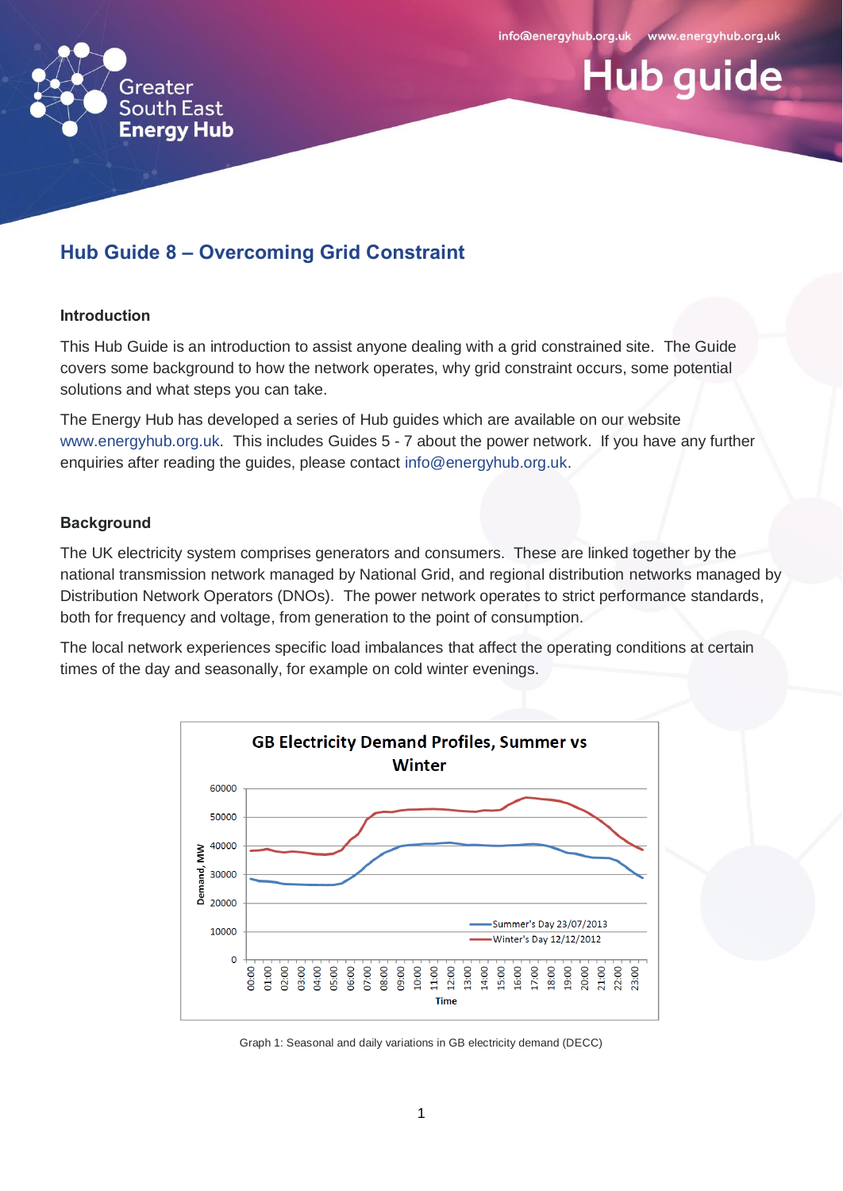# Hub Guide 8 – Overcoming Grid Constraint

## Introduction

This Hub Guide is an introduction to assist anyone dealing with a grid constrained site. The Guide covers some background to how the network operates, why grid constraint occurs, some potential solutions and what steps you can take.

The Energy Hub has developed a series of Hub guides which are available on our website www.energyhub.org.uk. This includes Guides 5 - 7 about the power network. If you have any further enquiries after reading the guides, please contact info@energyhub.org.uk.

## Background

The UK electricity system comprises generators and consumers. These are linked together by the national transmission network managed by National Grid, and regional distribution networks managed by Distribution Network Operators (DNOs). The power network operates to strict performance standards, both for frequency and voltage, from generation to the point of consumption.

The local network experiences specific load imbalances that affect the operating conditions at certain times of the day and seasonally, for example on cold winter evenings.

Graph 1: Seasonal and daily variations in GB electricity demand (DECC)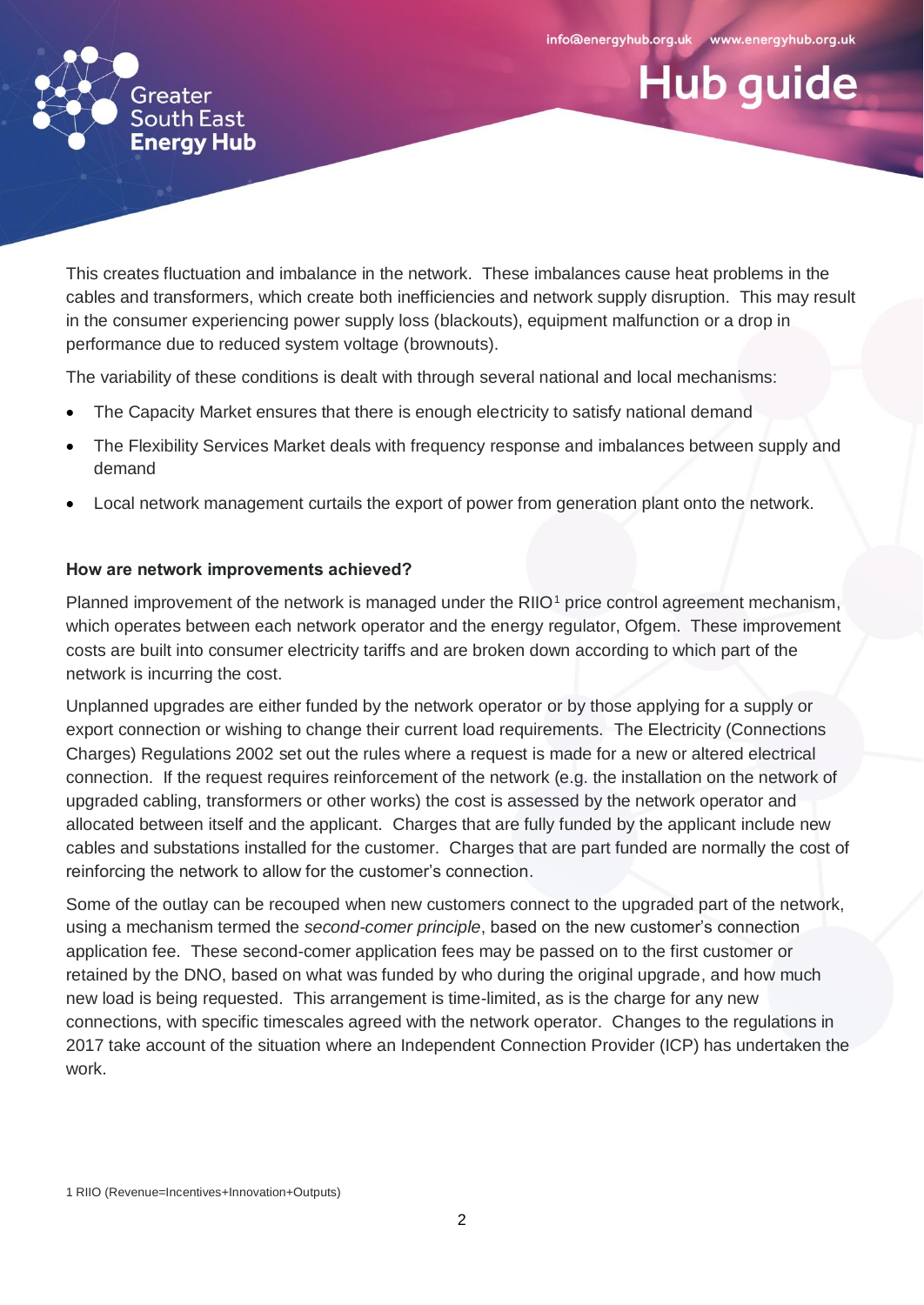This creates fluctuation and imbalance in the network. These imbalances cause heat problems in the cables and transformers, which create both inefficiencies and network supply disruption. This may result in the consumer experiencing power supply loss (blackouts), equipment malfunction or a drop in performance due to reduced system voltage (brownouts).

The variability of these conditions is dealt with through several national and local mechanisms:

- The Capacity Market ensures that there is enough electricity to satisfy national demand
- The Flexibility Services Market deals with frequency response and imbalances between supply and demand
- Local network management curtails the export of power from generation plant onto the network.

**How are network improvements achieved?**

Planned improvement of the network is managed under the RIIO[1] price control agreement mechanism, which operates between each network operator and the energy regulator, Ofgem. These improvement costs are built into consumer electricity tariffs and are broken down according to which part of the network is incurring the cost.

Unplanned upgrades are either funded by the network operator or by those applying for a supply or export connection or wishing to change their current load requirements. The Electricity (Connections Charges) Regulations 2002 set out the rules where a request is made for a new or altered electrical connection. If the request requires reinforcement of the network (e.g. the installation on the network of upgraded cabling, transformers or other works) the cost is assessed by the network operator and allocated between itself and the applicant. Charges that are fully funded by the applicant include new cables and substations installed for the customer. Charges that are part funded are normally the cost of reinforcing the network to allow for the customer's connection.

Some of the outlay can be recouped when new customers connect to the upgraded part of the network, using a mechanism termed the *second-comer principle*, based on the new customer's connection application fee. These second-comer application fees may be passed on to the first customer or retained by the DNO, based on what was funded by who during the original upgrade, and how much new load is being requested. This arrangement is time-limited, as is the charge for any new connections, with specific timescales agreed with the network operator. Changes to the regulations in 2017 take account of the situation where an Independent Connection Provider (ICP) has undertaken the work.

1 RIIO (Revenue=Incentives+Innovation+Outputs)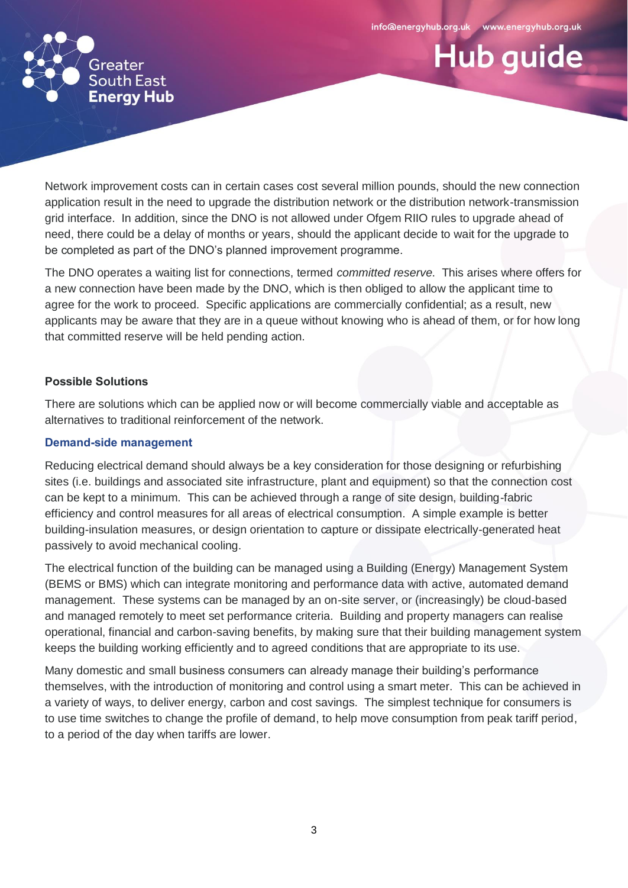Network improvement costs can in certain cases cost several million pounds, should the new connection application result in the need to upgrade the distribution network or the distribution network-transmission grid interface. In addition, since the DNO is not allowed under Ofgem RIIO rules to upgrade ahead of need, there could be a delay of months or years, should the applicant decide to wait for the upgrade to be completed as part of the DNO's planned improvement programme.

The DNO operates a waiting list for connections, termed *committed reserve*. This arises where offers for a new connection have been made by the DNO, which is then obliged to allow the applicant time to agree for the work to proceed. Specific applications are commercially confidential; as a result, new applicants may be aware that they are in a queue without knowing who is ahead of them, or for how long that committed reserve will be held pending action.

## Possible Solutions

There are solutions which can be applied now or will become commercially viable and acceptable as alternatives to traditional reinforcement of the network.

### Demand-side management

Reducing electrical demand should always be a key consideration for those designing or refurbishing sites (i.e. buildings and associated site infrastructure, plant and equipment) so that the connection cost can be kept to a minimum. This can be achieved through a range of site design, building-fabric efficiency and control measures for all areas of electrical consumption. A simple example is better building-insulation measures, or design orientation to capture or dissipate electrically-generated heat passively to avoid mechanical cooling.

The electrical function of the building can be managed using a Building (Energy) Management System (BEMS or BMS) which can integrate monitoring and performance data with active, automated demand management. These systems can be managed by an on-site server, or (increasingly) be cloud-based and managed remotely to meet set performance criteria. Building and property managers can realise operational, financial and carbon-saving benefits, by making sure that their building management system keeps the building working efficiently and to agreed conditions that are appropriate to its use.

Many domestic and small business consumers can already manage their building's performance themselves, with the introduction of monitoring and control using a smart meter. This can be achieved in a variety of ways, to deliver energy, carbon and cost savings. The simplest technique for consumers is to use time switches to change the profile of demand, to help move consumption from peak tariff period, to a period of the day when tariffs are lower.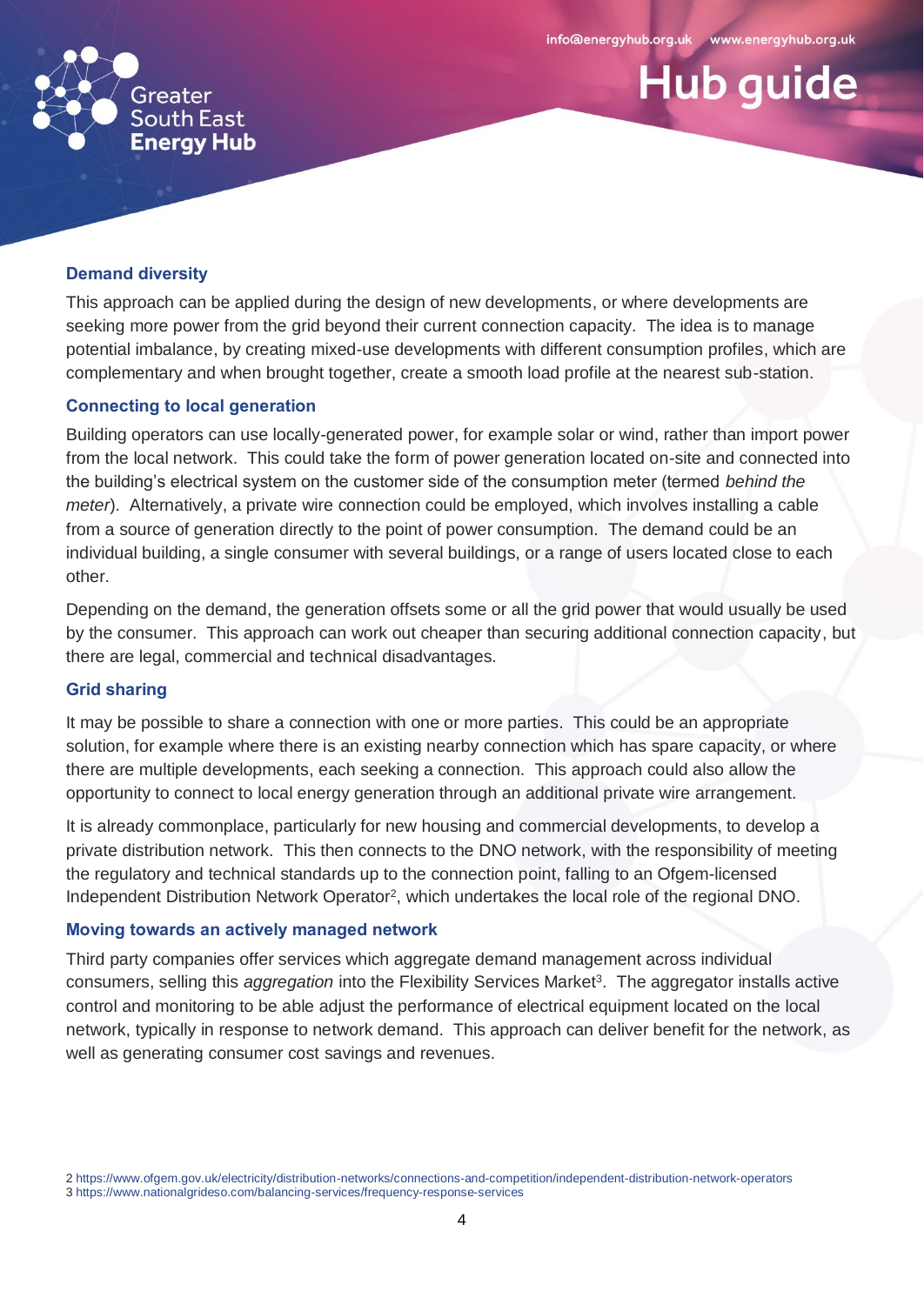### Demand diversity

This approach can be applied during the design of new developments, or where developments are seeking more power from the grid beyond their current connection capacity. The idea is to manage potential imbalance, by creating mixed-use developments with different consumption profiles, which are complementary and when brought together, create a smooth load profile at the nearest sub-station.

### Connecting to local generation

Building operators can use locally-generated power, for example solar or wind, rather than import power from the local network. This could take the form of power generation located on-site and connected into the building's electrical system on the customer side of the consumption meter (termed *behind the meter*). Alternatively, a private wire connection could be employed, which involves installing a cable from a source of generation directly to the point of power consumption. The demand could be an individual building, a single consumer with several buildings, or a range of users located close to each other.

Depending on the demand, the generation offsets some or all the grid power that would usually be used by the consumer. This approach can work out cheaper than securing additional connection capacity, but there are legal, commercial and technical disadvantages.

### Grid sharing

It may be possible to share a connection with one or more parties. This could be an appropriate solution, for example where there is an existing nearby connection which has spare capacity, or where there are multiple developments, each seeking a connection. This approach could also allow the opportunity to connect to local energy generation through an additional private wire arrangement.

It is already commonplace, particularly for new housing and commercial developments, to develop a private distribution network. This then connects to the DNO network, with the responsibility of meeting the regulatory and technical standards up to the connection point, falling to an Ofgem-licensed Independent Distribution Network Operator[2], which undertakes the local role of the regional DNO.

### Moving towards an actively managed network

Third party companies offer services which aggregate demand management across individual consumers, selling this *aggregation* into the Flexibility Services Market[3]. The aggregator installs active control and monitoring to be able adjust the performance of electrical equipment located on the local network, typically in response to network demand. This approach can deliver benefit for the network, as well as generating consumer cost savings and revenues.

2 https://www.ofgem.gov.uk/electricity/distribution-networks/connections-and-competition/independent-distribution-network-operators
3 https://www.nationalgrideso.com/balancing-services/frequency-response-services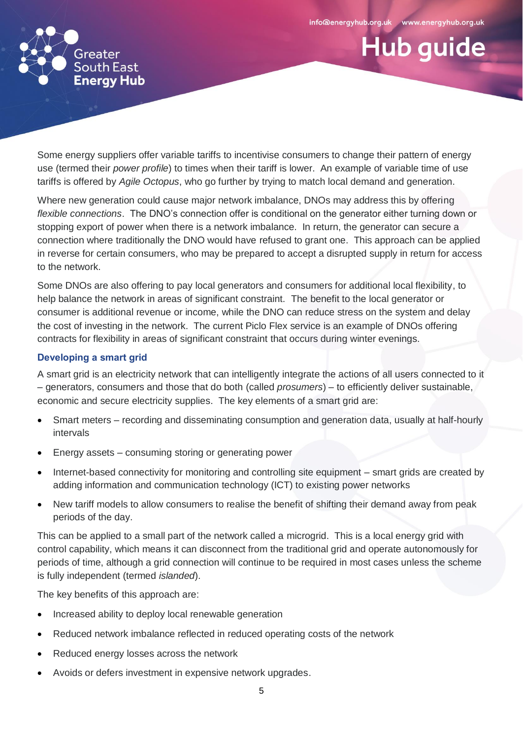Some energy suppliers offer variable tariffs to incentivise consumers to change their pattern of energy use (termed their *power profile*) to times when their tariff is lower. An example of variable time of use tariffs is offered by *Agile Octopus*, who go further by trying to match local demand and generation.

Where new generation could cause major network imbalance, DNOs may address this by offering *flexible connections*. The DNO's connection offer is conditional on the generator either turning down or stopping export of power when there is a network imbalance. In return, the generator can secure a connection where traditionally the DNO would have refused to grant one. This approach can be applied in reverse for certain consumers, who may be prepared to accept a disrupted supply in return for access to the network.

Some DNOs are also offering to pay local generators and consumers for additional local flexibility, to help balance the network in areas of significant constraint. The benefit to the local generator or consumer is additional revenue or income, while the DNO can reduce stress on the system and delay the cost of investing in the network. The current Piclo Flex service is an example of DNOs offering contracts for flexibility in areas of significant constraint that occurs during winter evenings.

### Developing a smart grid

A smart grid is an electricity network that can intelligently integrate the actions of all users connected to it – generators, consumers and those that do both (called *prosumers*) – to efficiently deliver sustainable, economic and secure electricity supplies. The key elements of a smart grid are:

- Smart meters – recording and disseminating consumption and generation data, usually at half-hourly intervals
- Energy assets – consuming storing or generating power
- Internet-based connectivity for monitoring and controlling site equipment – smart grids are created by adding information and communication technology (ICT) to existing power networks
- New tariff models to allow consumers to realise the benefit of shifting their demand away from peak periods of the day.

This can be applied to a small part of the network called a microgrid. This is a local energy grid with control capability, which means it can disconnect from the traditional grid and operate autonomously for periods of time, although a grid connection will continue to be required in most cases unless the scheme is fully independent (termed *islanded*).

The key benefits of this approach are:

- Increased ability to deploy local renewable generation
- Reduced network imbalance reflected in reduced operating costs of the network
- Reduced energy losses across the network
- Avoids or defers investment in expensive network upgrades.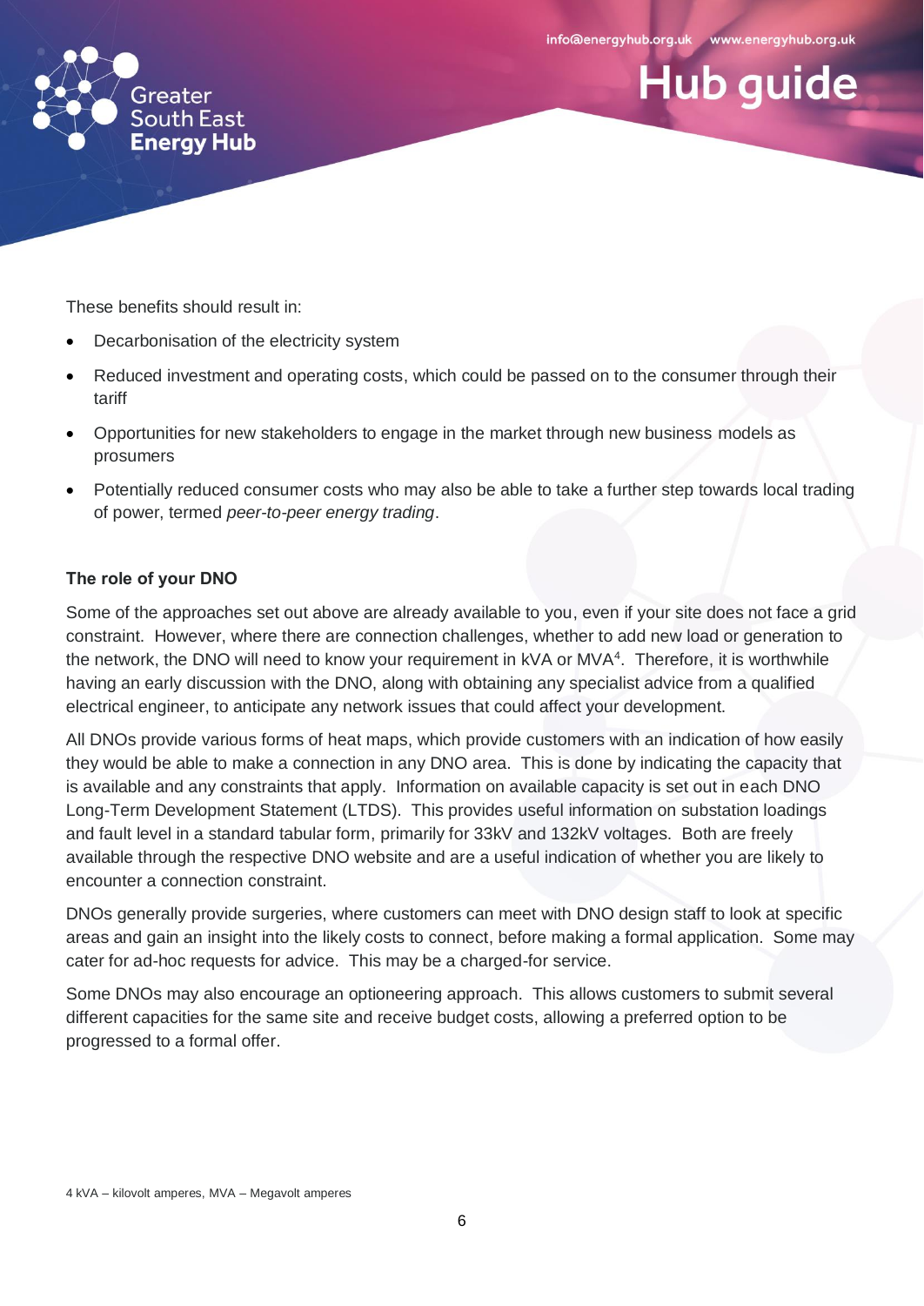These benefits should result in:

- Decarbonisation of the electricity system
- Reduced investment and operating costs, which could be passed on to the consumer through their tariff
- Opportunities for new stakeholders to engage in the market through new business models as prosumers
- Potentially reduced consumer costs who may also be able to take a further step towards local trading of power, termed *peer-to-peer energy trading*.

**The role of your DNO**

Some of the approaches set out above are already available to you, even if your site does not face a grid constraint. However, where there are connection challenges, whether to add new load or generation to the network, the DNO will need to know your requirement in kVA or MVA[4]. Therefore, it is worthwhile having an early discussion with the DNO, along with obtaining any specialist advice from a qualified electrical engineer, to anticipate any network issues that could affect your development.

All DNOs provide various forms of heat maps, which provide customers with an indication of how easily they would be able to make a connection in any DNO area. This is done by indicating the capacity that is available and any constraints that apply. Information on available capacity is set out in each DNO Long-Term Development Statement (LTDS). This provides useful information on substation loadings and fault level in a standard tabular form, primarily for 33kV and 132kV voltages. Both are freely available through the respective DNO website and are a useful indication of whether you are likely to encounter a connection constraint.

DNOs generally provide surgeries, where customers can meet with DNO design staff to look at specific areas and gain an insight into the likely costs to connect, before making a formal application. Some may cater for ad-hoc requests for advice. This may be a charged-for service.

Some DNOs may also encourage an optioneering approach. This allows customers to submit several different capacities for the same site and receive budget costs, allowing a preferred option to be progressed to a formal offer.

4 kVA – kilovolt amperes, MVA – Megavolt amperes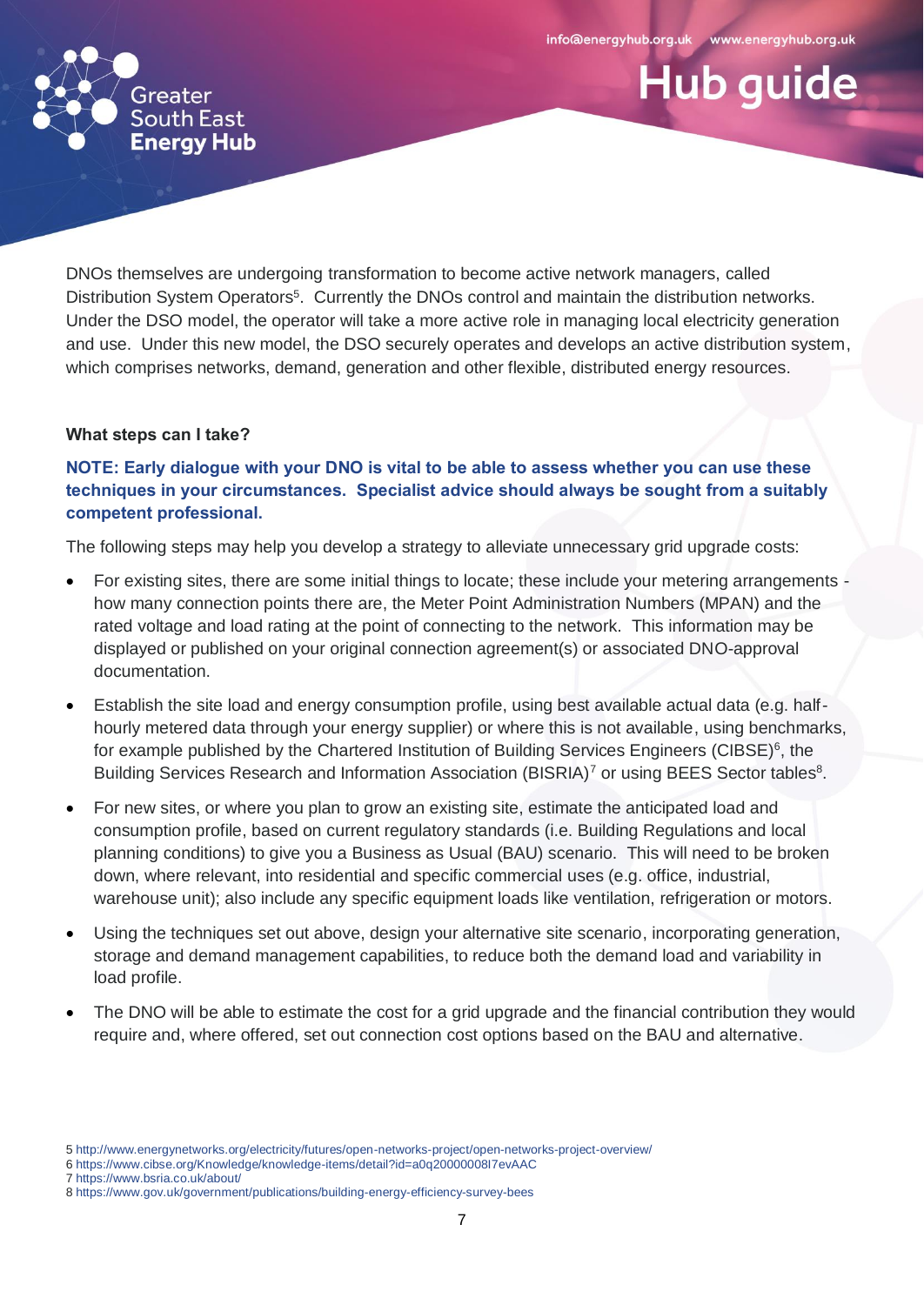DNOs themselves are undergoing transformation to become active network managers, called Distribution System Operators[5]. Currently the DNOs control and maintain the distribution networks. Under the DSO model, the operator will take a more active role in managing local electricity generation and use. Under this new model, the DSO securely operates and develops an active distribution system, which comprises networks, demand, generation and other flexible, distributed energy resources.

**What steps can I take?**

**NOTE: Early dialogue with your DNO is vital to be able to assess whether you can use these techniques in your circumstances. Specialist advice should always be sought from a suitably competent professional.**

The following steps may help you develop a strategy to alleviate unnecessary grid upgrade costs:

- For existing sites, there are some initial things to locate; these include your metering arrangements - how many connection points there are, the Meter Point Administration Numbers (MPAN) and the rated voltage and load rating at the point of connecting to the network. This information may be displayed or published on your original connection agreement(s) or associated DNO-approval documentation.
- Establish the site load and energy consumption profile, using best available actual data (e.g. half-hourly metered data through your energy supplier) or where this is not available, using benchmarks, for example published by the Chartered Institution of Building Services Engineers (CIBSE)[6], the Building Services Research and Information Association (BISRIA)[7] or using BEES Sector tables[8].
- For new sites, or where you plan to grow an existing site, estimate the anticipated load and consumption profile, based on current regulatory standards (i.e. Building Regulations and local planning conditions) to give you a Business as Usual (BAU) scenario. This will need to be broken down, where relevant, into residential and specific commercial uses (e.g. office, industrial, warehouse unit); also include any specific equipment loads like ventilation, refrigeration or motors.
- Using the techniques set out above, design your alternative site scenario, incorporating generation, storage and demand management capabilities, to reduce both the demand load and variability in load profile.
- The DNO will be able to estimate the cost for a grid upgrade and the financial contribution they would require and, where offered, set out connection cost options based on the BAU and alternative.

5 http://www.energynetworks.org/electricity/futures/open-networks-project/open-networks-project-overview/
6 https://www.cibse.org/Knowledge/knowledge-items/detail?id=a0q20000008I7evAAC
7 https://www.bsria.co.uk/about/
8 https://www.gov.uk/government/publications/building-energy-efficiency-survey-bees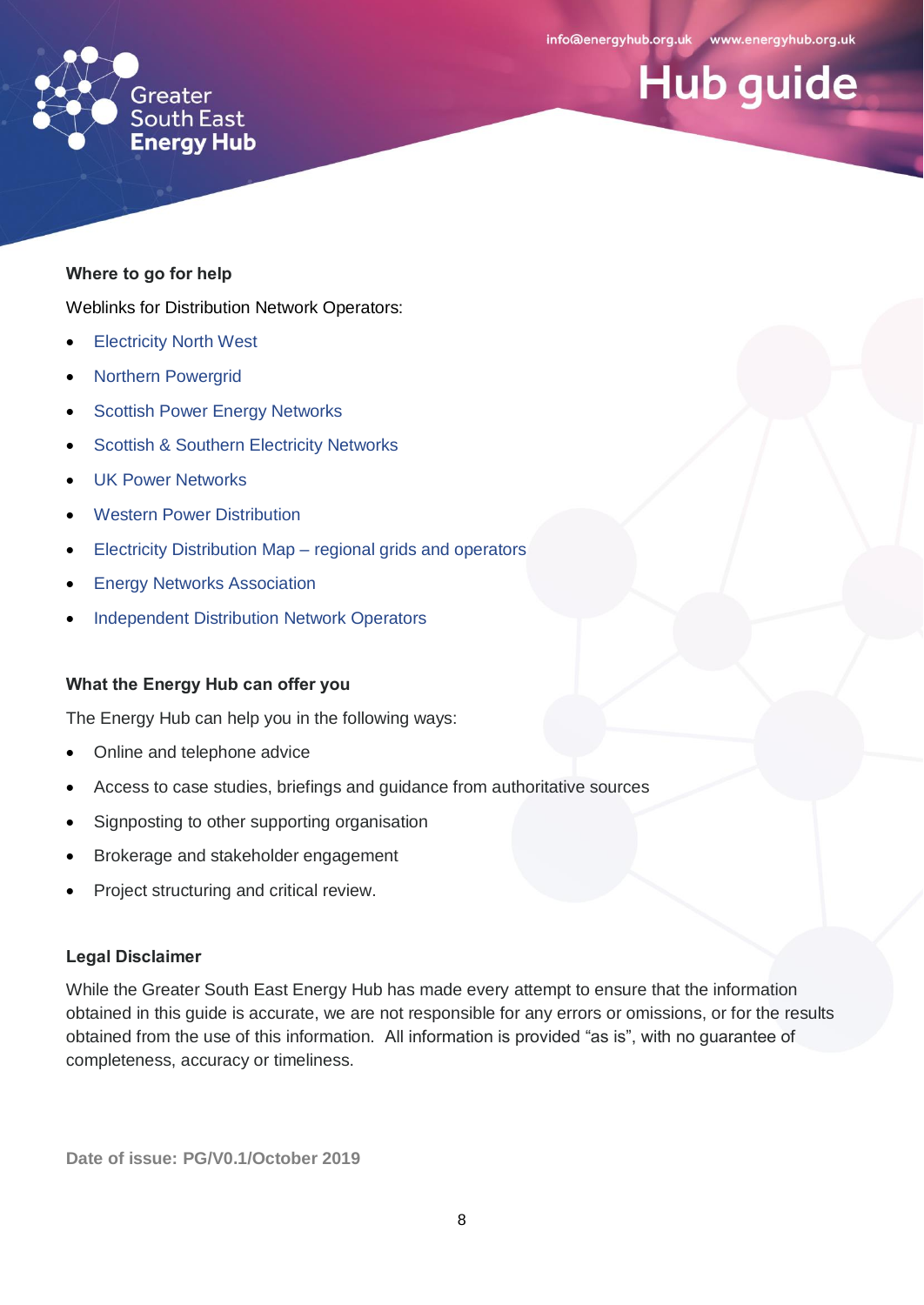**Where to go for help**

Weblinks for Distribution Network Operators:

- Electricity North West
- Northern Powergrid
- Scottish Power Energy Networks
- Scottish & Southern Electricity Networks
- UK Power Networks
- Western Power Distribution
- Electricity Distribution Map – regional grids and operators
- Energy Networks Association
- Independent Distribution Network Operators

**What the Energy Hub can offer you**

The Energy Hub can help you in the following ways:

- Online and telephone advice
- Access to case studies, briefings and guidance from authoritative sources
- Signposting to other supporting organisation
- Brokerage and stakeholder engagement
- Project structuring and critical review.

**Legal Disclaimer**

While the Greater South East Energy Hub has made every attempt to ensure that the information obtained in this guide is accurate, we are not responsible for any errors or omissions, or for the results obtained from the use of this information. All information is provided "as is", with no guarantee of completeness, accuracy or timeliness.

**Date of issue: PG/V0.1/October 2019**